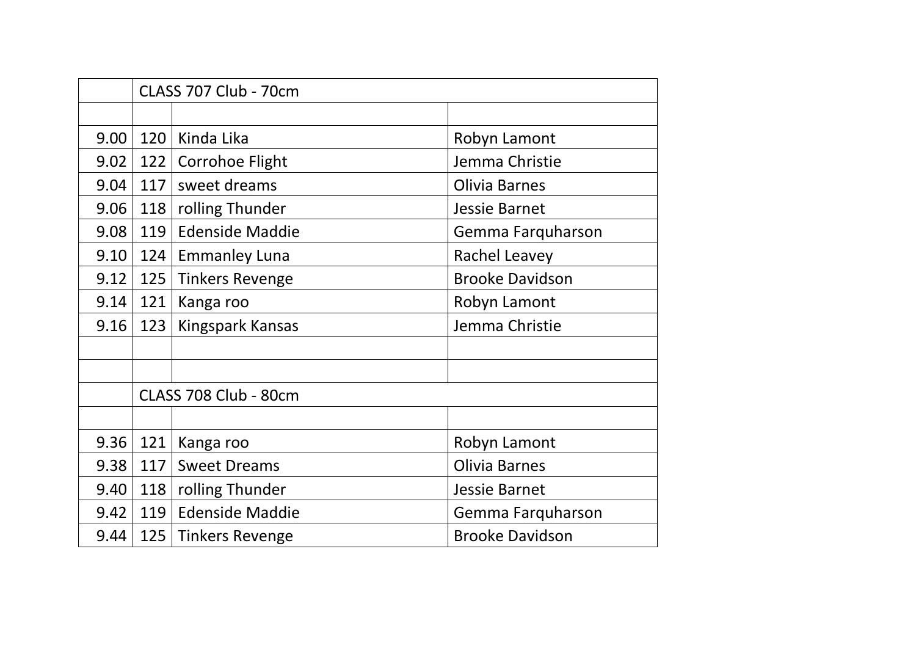| | CLASS 707 Club - 70cm | | |
|---|---|---|---|
| | | | |
| 9.00 | 120 | Kinda Lika | Robyn Lamont |
| 9.02 | 122 | Corrohoe Flight | Jemma Christie |
| 9.04 | 117 | sweet dreams | Olivia Barnes |
| 9.06 | 118 | rolling Thunder | Jessie Barnet |
| 9.08 | 119 | Edenside Maddie | Gemma Farquharson |
| 9.10 | 124 | Emmanley Luna | Rachel Leavey |
| 9.12 | 125 | Tinkers Revenge | Brooke Davidson |
| 9.14 | 121 | Kanga roo | Robyn Lamont |
| 9.16 | 123 | Kingspark Kansas | Jemma Christie |
| | | | |
| | | | |
| | CLASS 708 Club - 80cm | | |
| | | | |
| 9.36 | 121 | Kanga roo | Robyn Lamont |
| 9.38 | 117 | Sweet Dreams | Olivia Barnes |
| 9.40 | 118 | rolling Thunder | Jessie Barnet |
| 9.42 | 119 | Edenside Maddie | Gemma Farquharson |
| 9.44 | 125 | Tinkers Revenge | Brooke Davidson |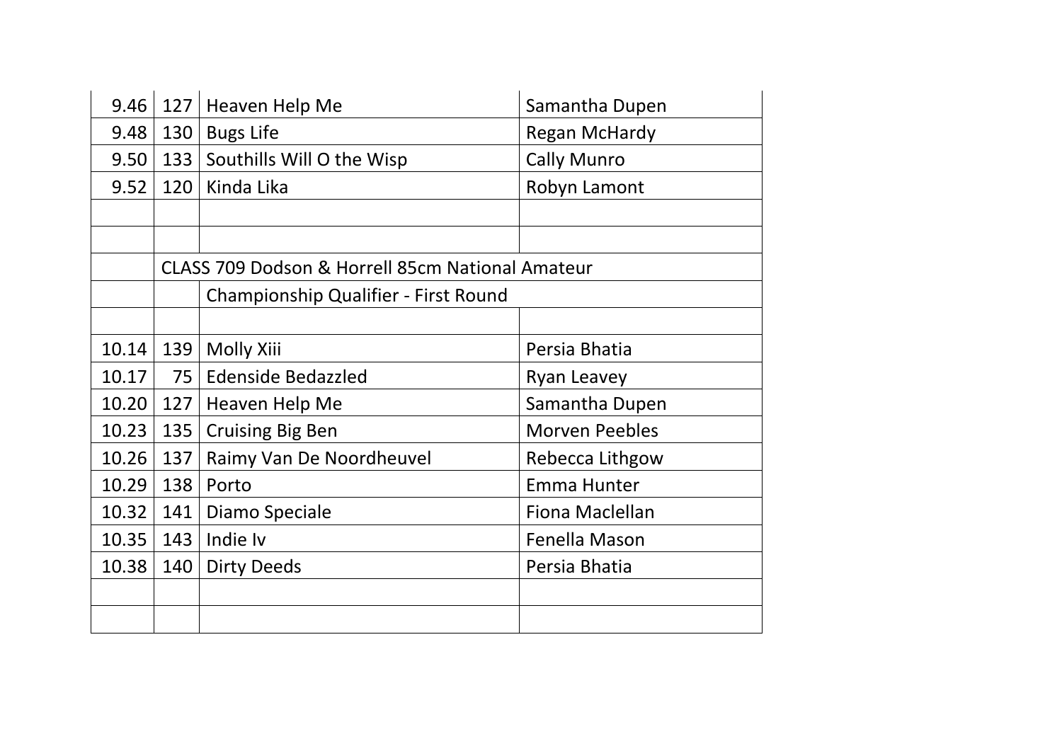| | | | |
|---|---|---|---|
| 9.46 | 127 | Heaven Help Me | Samantha Dupen |
| 9.48 | 130 | Bugs Life | Regan McHardy |
| 9.50 | 133 | Southills Will O the Wisp | Cally Munro |
| 9.52 | 120 | Kinda Lika | Robyn Lamont |
| | | | |
| | | | |
| | CLASS 709 Dodson & Horrell 85cm National Amateur | | |
| | | Championship Qualifier - First Round | |
| | | | |
| 10.14 | 139 | Molly Xiii | Persia Bhatia |
| 10.17 | 75 | Edenside Bedazzled | Ryan Leavey |
| 10.20 | 127 | Heaven Help Me | Samantha Dupen |
| 10.23 | 135 | Cruising Big Ben | Morven Peebles |
| 10.26 | 137 | Raimy Van De Noordheuvel | Rebecca Lithgow |
| 10.29 | 138 | Porto | Emma Hunter |
| 10.32 | 141 | Diamo Speciale | Fiona Maclellan |
| 10.35 | 143 | Indie Iv | Fenella Mason |
| 10.38 | 140 | Dirty Deeds | Persia Bhatia |
| | | | |
| | | | |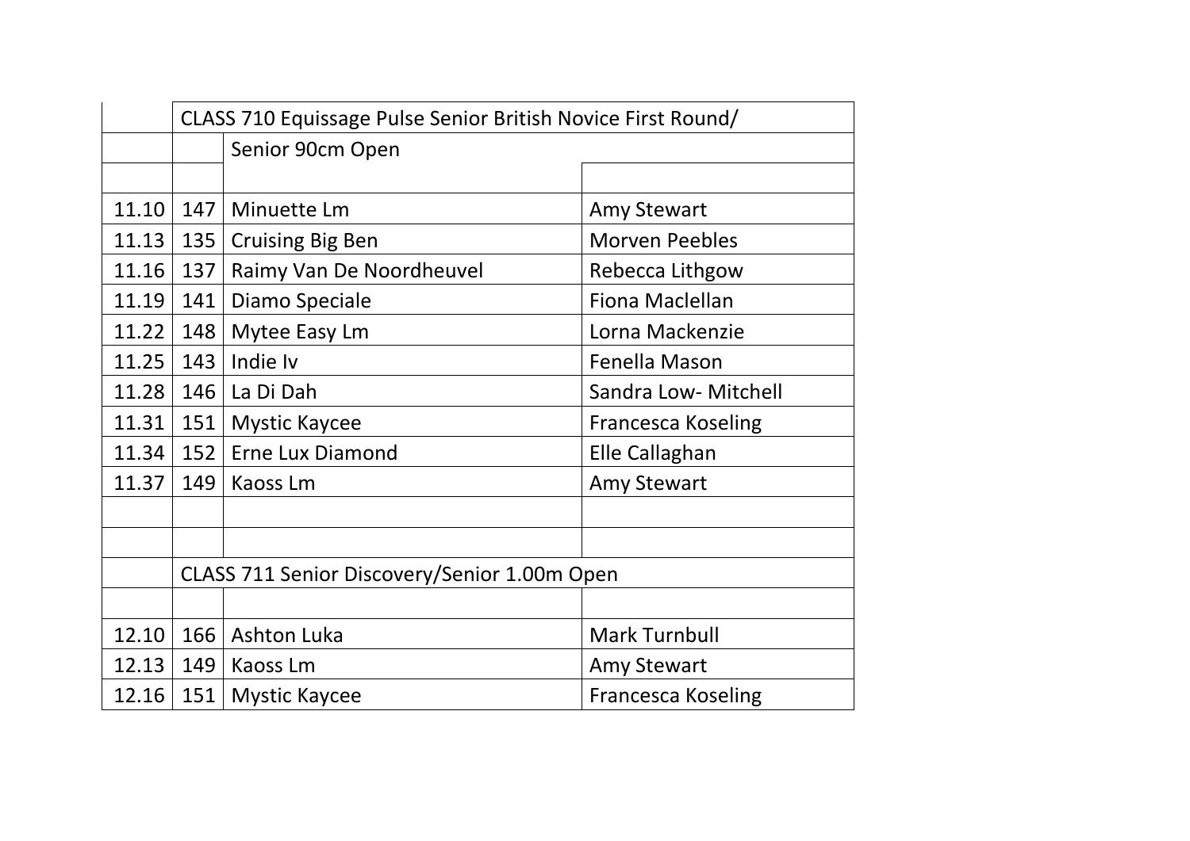| | | | |
|---|---|---|---|
| | CLASS 710 Equissage Pulse Senior British Novice First Round/ | | |
| | | Senior 90cm Open | |
| | | | |
| 11.10 | 147 | Minuette Lm | Amy Stewart |
| 11.13 | 135 | Cruising Big Ben | Morven Peebles |
| 11.16 | 137 | Raimy Van De Noordheuvel | Rebecca Lithgow |
| 11.19 | 141 | Diamo Speciale | Fiona Maclellan |
| 11.22 | 148 | Mytee Easy Lm | Lorna Mackenzie |
| 11.25 | 143 | Indie Iv | Fenella Mason |
| 11.28 | 146 | La Di Dah | Sandra Low- Mitchell |
| 11.31 | 151 | Mystic Kaycee | Francesca Koseling |
| 11.34 | 152 | Erne Lux Diamond | Elle Callaghan |
| 11.37 | 149 | Kaoss Lm | Amy Stewart |
| | | | |
| | | | |
| | CLASS 711 Senior Discovery/Senior 1.00m Open | | |
| | | | |
| 12.10 | 166 | Ashton Luka | Mark Turnbull |
| 12.13 | 149 | Kaoss Lm | Amy Stewart |
| 12.16 | 151 | Mystic Kaycee | Francesca Koseling |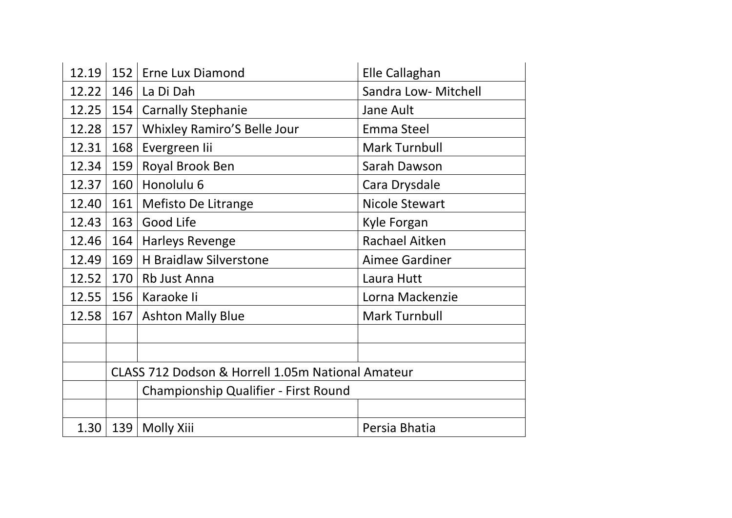| | | | |
|---|---|---|---|
| 12.19 | 152 | Erne Lux Diamond | Elle Callaghan |
| 12.22 | 146 | La Di Dah | Sandra Low- Mitchell |
| 12.25 | 154 | Carnally Stephanie | Jane Ault |
| 12.28 | 157 | Whixley Ramiro'S Belle Jour | Emma Steel |
| 12.31 | 168 | Evergreen Iii | Mark Turnbull |
| 12.34 | 159 | Royal Brook Ben | Sarah Dawson |
| 12.37 | 160 | Honolulu 6 | Cara Drysdale |
| 12.40 | 161 | Mefisto De Litrange | Nicole Stewart |
| 12.43 | 163 | Good Life | Kyle Forgan |
| 12.46 | 164 | Harleys Revenge | Rachael Aitken |
| 12.49 | 169 | H Braidlaw Silverstone | Aimee Gardiner |
| 12.52 | 170 | Rb Just Anna | Laura Hutt |
| 12.55 | 156 | Karaoke Ii | Lorna Mackenzie |
| 12.58 | 167 | Ashton Mally Blue | Mark Turnbull |
| | | | |
| | | | |
| | CLASS 712 Dodson & Horrell 1.05m National Amateur | | |
| | | Championship Qualifier - First Round | |
| | | | |
| 1.30 | 139 | Molly Xiii | Persia Bhatia |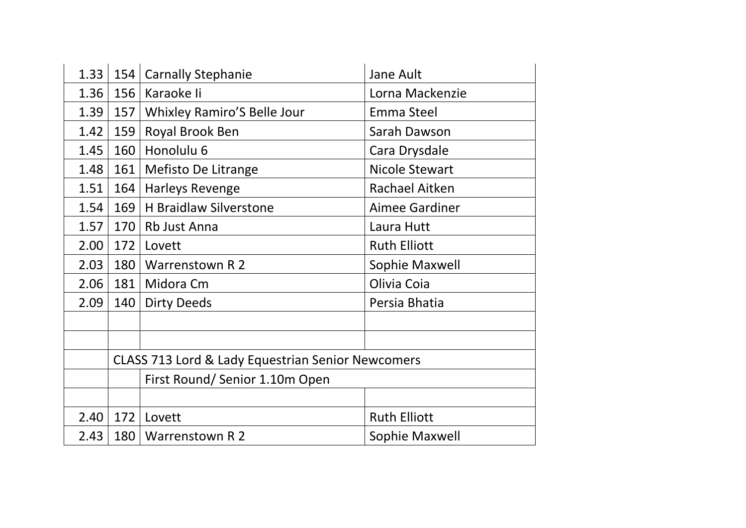| | | | |
|---|---|---|---|
| 1.33 | 154 | Carnally Stephanie | Jane Ault |
| 1.36 | 156 | Karaoke Ii | Lorna Mackenzie |
| 1.39 | 157 | Whixley Ramiro'S Belle Jour | Emma Steel |
| 1.42 | 159 | Royal Brook Ben | Sarah Dawson |
| 1.45 | 160 | Honolulu 6 | Cara Drysdale |
| 1.48 | 161 | Mefisto De Litrange | Nicole Stewart |
| 1.51 | 164 | Harleys Revenge | Rachael Aitken |
| 1.54 | 169 | H Braidlaw Silverstone | Aimee Gardiner |
| 1.57 | 170 | Rb Just Anna | Laura Hutt |
| 2.00 | 172 | Lovett | Ruth Elliott |
| 2.03 | 180 | Warrenstown R 2 | Sophie Maxwell |
| 2.06 | 181 | Midora Cm | Olivia Coia |
| 2.09 | 140 | Dirty Deeds | Persia Bhatia |
| | | | |
| | | | |
| | CLASS 713 Lord & Lady Equestrian Senior Newcomers | | |
| | | First Round/ Senior 1.10m Open | |
| | | | |
| 2.40 | 172 | Lovett | Ruth Elliott |
| 2.43 | 180 | Warrenstown R 2 | Sophie Maxwell |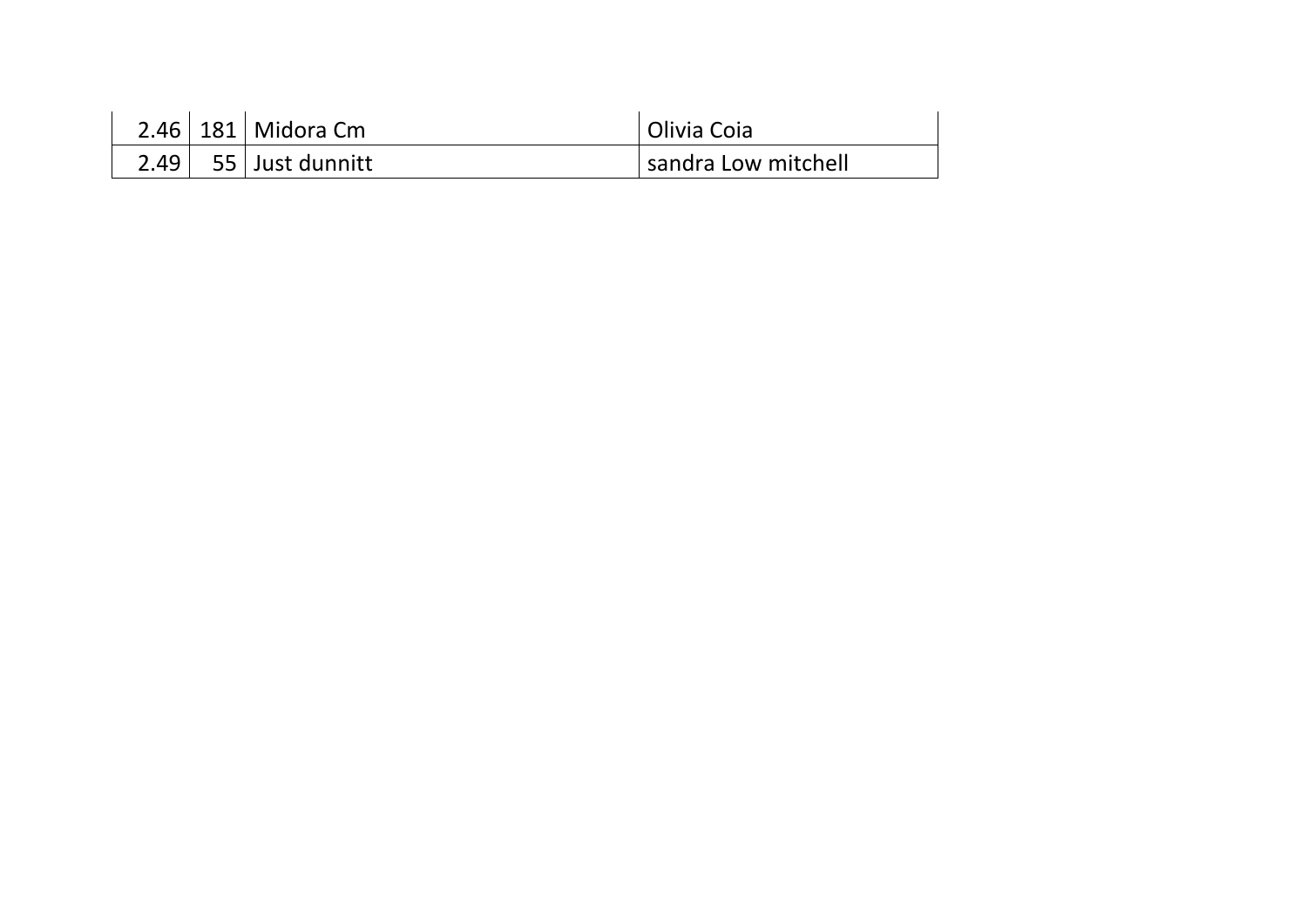| | | | |
|---|---|---|---|
| 2.46 | 181 | Midora Cm | Olivia Coia |
| 2.49 | 55 | Just dunnitt | sandra Low mitchell |